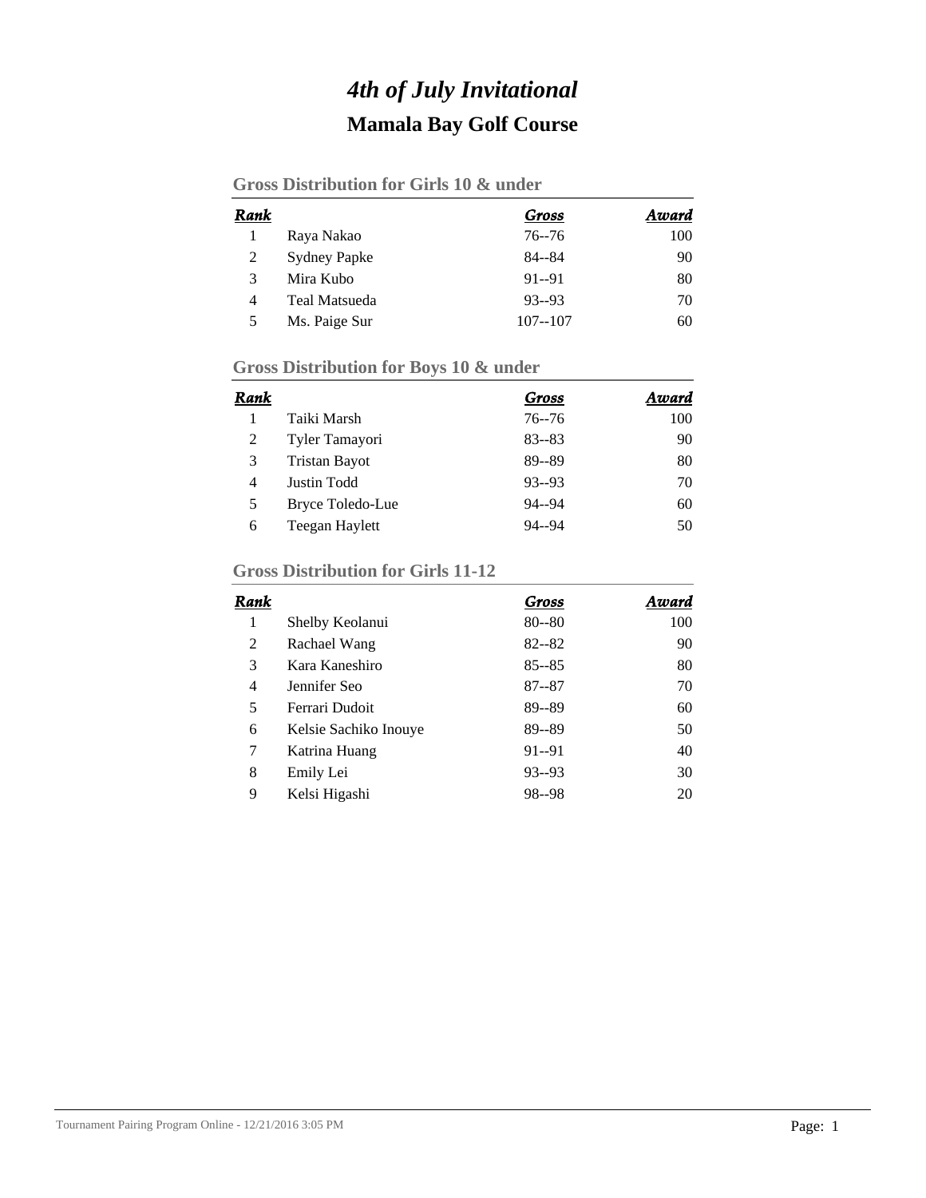# *4th of July Invitational*

## Mamala Bay Golf Course

### Gross Distribution for Girls 10 & under

| Rank | | Gross | Award |
|---|---|---|---|
| 1 | Raya Nakao | 76--76 | 100 |
| 2 | Sydney Papke | 84--84 | 90 |
| 3 | Mira Kubo | 91--91 | 80 |
| 4 | Teal Matsueda | 93--93 | 70 |
| 5 | Ms. Paige Sur | 107--107 | 60 |

### Gross Distribution for Boys 10 & under

| Rank | | Gross | Award |
|---|---|---|---|
| 1 | Taiki Marsh | 76--76 | 100 |
| 2 | Tyler Tamayori | 83--83 | 90 |
| 3 | Tristan Bayot | 89--89 | 80 |
| 4 | Justin Todd | 93--93 | 70 |
| 5 | Bryce Toledo-Lue | 94--94 | 60 |
| 6 | Teegan Haylett | 94--94 | 50 |

### Gross Distribution for Girls 11-12

| Rank | | Gross | Award |
|---|---|---|---|
| 1 | Shelby Keolanui | 80--80 | 100 |
| 2 | Rachael Wang | 82--82 | 90 |
| 3 | Kara Kaneshiro | 85--85 | 80 |
| 4 | Jennifer Seo | 87--87 | 70 |
| 5 | Ferrari Dudoit | 89--89 | 60 |
| 6 | Kelsie Sachiko Inouye | 89--89 | 50 |
| 7 | Katrina Huang | 91--91 | 40 |
| 8 | Emily Lei | 93--93 | 30 |
| 9 | Kelsi Higashi | 98--98 | 20 |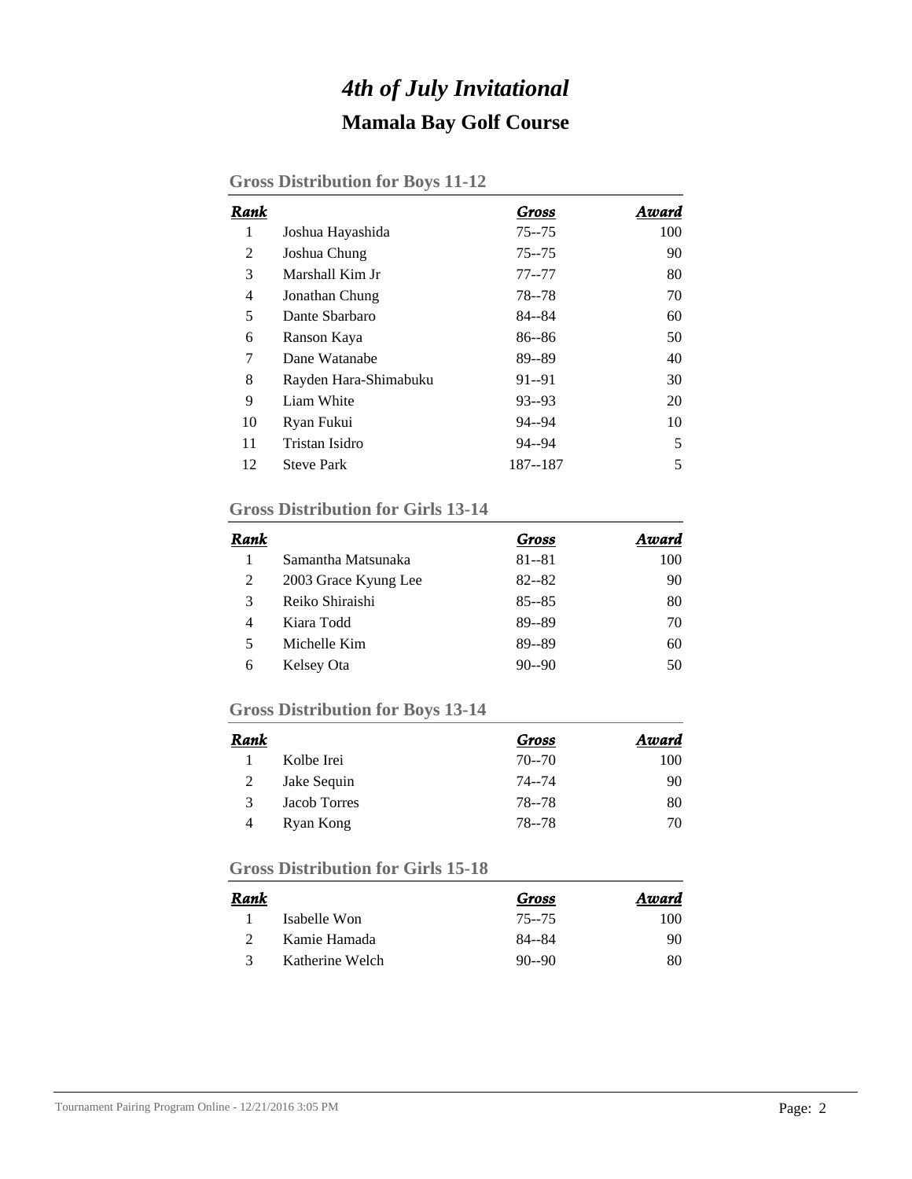# *4th of July Invitational*

## Mamala Bay Golf Course

### Gross Distribution for Boys 11-12

| Rank | | Gross | Award |
|---|---|---|---|
| 1 | Joshua Hayashida | 75--75 | 100 |
| 2 | Joshua Chung | 75--75 | 90 |
| 3 | Marshall Kim Jr | 77--77 | 80 |
| 4 | Jonathan Chung | 78--78 | 70 |
| 5 | Dante Sbarbaro | 84--84 | 60 |
| 6 | Ranson Kaya | 86--86 | 50 |
| 7 | Dane Watanabe | 89--89 | 40 |
| 8 | Rayden Hara-Shimabuku | 91--91 | 30 |
| 9 | Liam White | 93--93 | 20 |
| 10 | Ryan Fukui | 94--94 | 10 |
| 11 | Tristan Isidro | 94--94 | 5 |
| 12 | Steve Park | 187--187 | 5 |

### Gross Distribution for Girls 13-14

| Rank | | Gross | Award |
|---|---|---|---|
| 1 | Samantha Matsunaka | 81--81 | 100 |
| 2 | 2003 Grace Kyung Lee | 82--82 | 90 |
| 3 | Reiko Shiraishi | 85--85 | 80 |
| 4 | Kiara Todd | 89--89 | 70 |
| 5 | Michelle Kim | 89--89 | 60 |
| 6 | Kelsey Ota | 90--90 | 50 |

### Gross Distribution for Boys 13-14

| Rank | | Gross | Award |
|---|---|---|---|
| 1 | Kolbe Irei | 70--70 | 100 |
| 2 | Jake Sequin | 74--74 | 90 |
| 3 | Jacob Torres | 78--78 | 80 |
| 4 | Ryan Kong | 78--78 | 70 |

### Gross Distribution for Girls 15-18

| Rank | | Gross | Award |
|---|---|---|---|
| 1 | Isabelle Won | 75--75 | 100 |
| 2 | Kamie Hamada | 84--84 | 90 |
| 3 | Katherine Welch | 90--90 | 80 |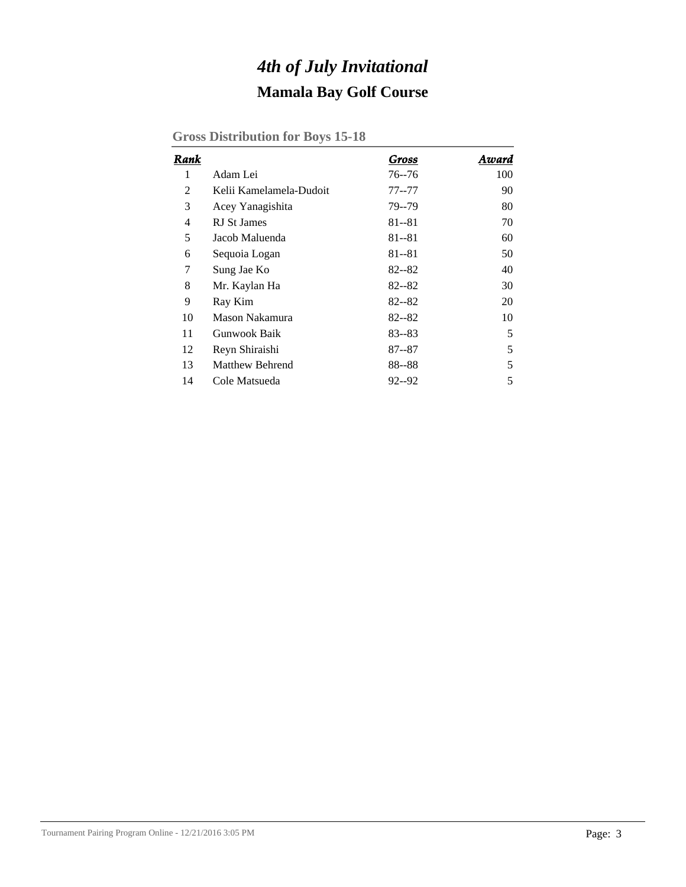# *4th of July Invitational*

## Mamala Bay Golf Course

### Gross Distribution for Boys 15-18

| Rank | | Gross | Award |
|---|---|---|---|
| 1 | Adam Lei | 76--76 | 100 |
| 2 | Kelii Kamelamela-Dudoit | 77--77 | 90 |
| 3 | Acey Yanagishita | 79--79 | 80 |
| 4 | RJ St James | 81--81 | 70 |
| 5 | Jacob Maluenda | 81--81 | 60 |
| 6 | Sequoia Logan | 81--81 | 50 |
| 7 | Sung Jae Ko | 82--82 | 40 |
| 8 | Mr. Kaylan Ha | 82--82 | 30 |
| 9 | Ray Kim | 82--82 | 20 |
| 10 | Mason Nakamura | 82--82 | 10 |
| 11 | Gunwook Baik | 83--83 | 5 |
| 12 | Reyn Shiraishi | 87--87 | 5 |
| 13 | Matthew Behrend | 88--88 | 5 |
| 14 | Cole Matsueda | 92--92 | 5 |